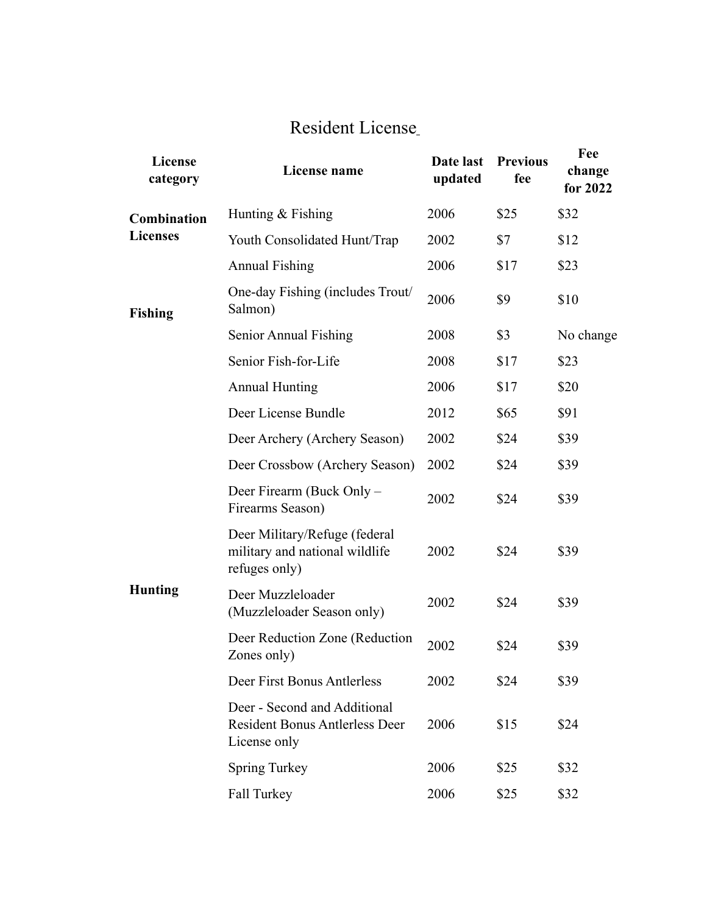# Resident License

| License category | License name | Date last updated | Previous fee | Fee change for 2022 |
|---|---|---|---|---|
| **Combination Licenses** | Hunting & Fishing | 2006 | $25 | $32 |
| | Youth Consolidated Hunt/Trap | 2002 | $7 | $12 |
| **Fishing** | Annual Fishing | 2006 | $17 | $23 |
| | One-day Fishing (includes Trout/ Salmon) | 2006 | $9 | $10 |
| | Senior Annual Fishing | 2008 | $3 | No change |
| | Senior Fish-for-Life | 2008 | $17 | $23 |
| **Hunting** | Annual Hunting | 2006 | $17 | $20 |
| | Deer License Bundle | 2012 | $65 | $91 |
| | Deer Archery (Archery Season) | 2002 | $24 | $39 |
| | Deer Crossbow (Archery Season) | 2002 | $24 | $39 |
| | Deer Firearm (Buck Only – Firearms Season) | 2002 | $24 | $39 |
| | Deer Military/Refuge (federal military and national wildlife refuges only) | 2002 | $24 | $39 |
| | Deer Muzzleloader (Muzzleloader Season only) | 2002 | $24 | $39 |
| | Deer Reduction Zone (Reduction Zones only) | 2002 | $24 | $39 |
| | Deer First Bonus Antlerless | 2002 | $24 | $39 |
| | Deer - Second and Additional Resident Bonus Antlerless Deer License only | 2006 | $15 | $24 |
| | Spring Turkey | 2006 | $25 | $32 |
| | Fall Turkey | 2006 | $25 | $32 |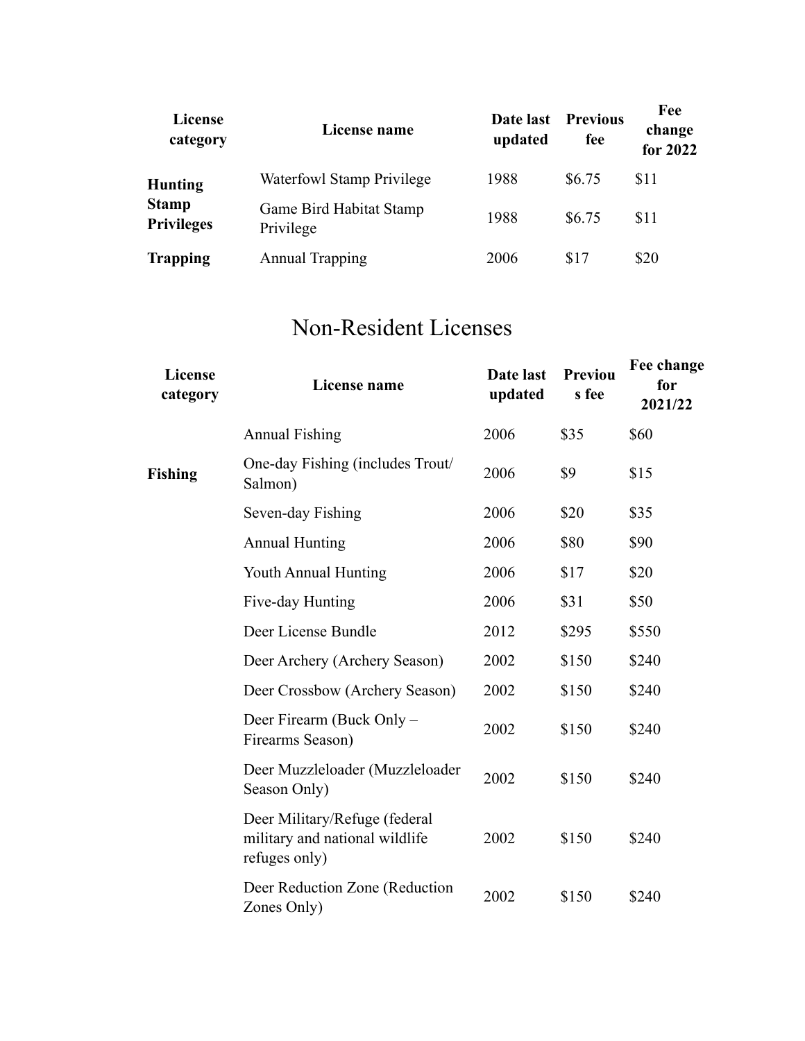| License category | License name | Date last updated | Previous fee | Fee change for 2022 |
|---|---|---|---|---|
| **Hunting Stamp Privileges** | Waterfowl Stamp Privilege | 1988 | $6.75 | $11 |
| | Game Bird Habitat Stamp Privilege | 1988 | $6.75 | $11 |
| **Trapping** | Annual Trapping | 2006 | $17 | $20 |

## Non-Resident Licenses

| License category | License name | Date last updated | Previous fee | Fee change for 2021/22 |
|---|---|---|---|---|
| **Fishing** | Annual Fishing | 2006 | $35 | $60 |
| | One-day Fishing (includes Trout/ Salmon) | 2006 | $9 | $15 |
| | Seven-day Fishing | 2006 | $20 | $35 |
| | Annual Hunting | 2006 | $80 | $90 |
| | Youth Annual Hunting | 2006 | $17 | $20 |
| | Five-day Hunting | 2006 | $31 | $50 |
| | Deer License Bundle | 2012 | $295 | $550 |
| | Deer Archery (Archery Season) | 2002 | $150 | $240 |
| | Deer Crossbow (Archery Season) | 2002 | $150 | $240 |
| | Deer Firearm (Buck Only – Firearms Season) | 2002 | $150 | $240 |
| | Deer Muzzleloader (Muzzleloader Season Only) | 2002 | $150 | $240 |
| | Deer Military/Refuge (federal military and national wildlife refuges only) | 2002 | $150 | $240 |
| | Deer Reduction Zone (Reduction Zones Only) | 2002 | $150 | $240 |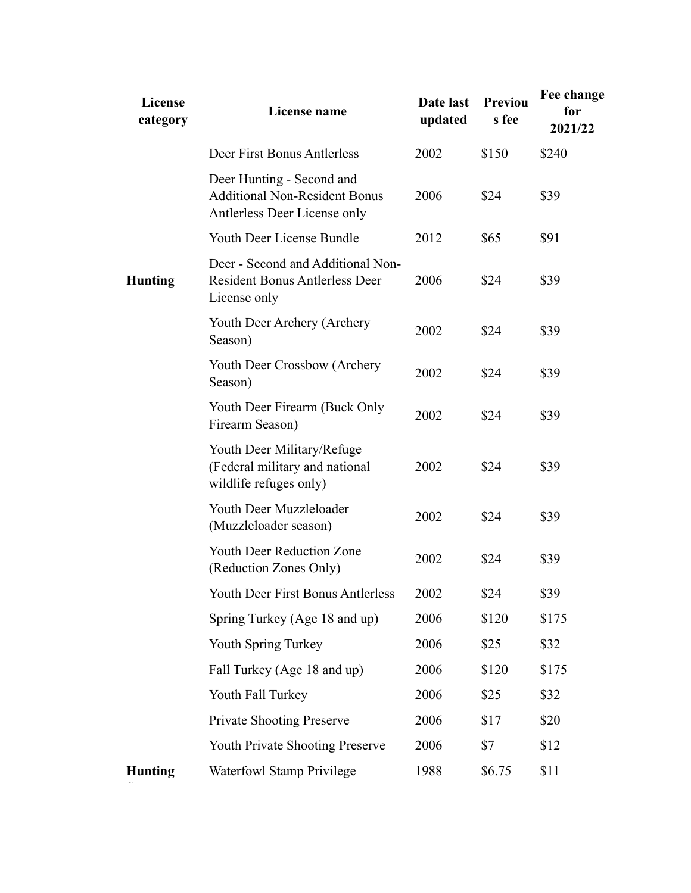| License category | License name | Date last updated | Previous fee | Fee change for 2021/22 |
|---|---|---|---|---|
| | Deer First Bonus Antlerless | 2002 | $150 | $240 |
| | Deer Hunting - Second and Additional Non-Resident Bonus Antlerless Deer License only | 2006 | $24 | $39 |
| | Youth Deer License Bundle | 2012 | $65 | $91 |
| **Hunting** | Deer - Second and Additional Non-Resident Bonus Antlerless Deer License only | 2006 | $24 | $39 |
| | Youth Deer Archery (Archery Season) | 2002 | $24 | $39 |
| | Youth Deer Crossbow (Archery Season) | 2002 | $24 | $39 |
| | Youth Deer Firearm (Buck Only – Firearm Season) | 2002 | $24 | $39 |
| | Youth Deer Military/Refuge (Federal military and national wildlife refuges only) | 2002 | $24 | $39 |
| | Youth Deer Muzzleloader (Muzzleloader season) | 2002 | $24 | $39 |
| | Youth Deer Reduction Zone (Reduction Zones Only) | 2002 | $24 | $39 |
| | Youth Deer First Bonus Antlerless | 2002 | $24 | $39 |
| | Spring Turkey (Age 18 and up) | 2006 | $120 | $175 |
| | Youth Spring Turkey | 2006 | $25 | $32 |
| | Fall Turkey (Age 18 and up) | 2006 | $120 | $175 |
| | Youth Fall Turkey | 2006 | $25 | $32 |
| | Private Shooting Preserve | 2006 | $17 | $20 |
| | Youth Private Shooting Preserve | 2006 | $7 | $12 |
| **Hunting** | Waterfowl Stamp Privilege | 1988 | $6.75 | $11 |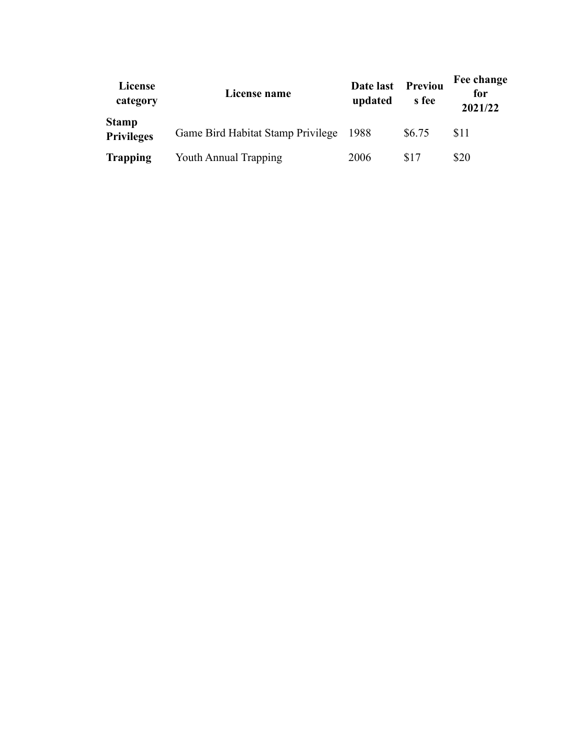| License category | License name | Date last updated | Previous fee | Fee change for 2021/22 |
|---|---|---|---|---|
| **Stamp Privileges** | Game Bird Habitat Stamp Privilege | 1988 | $6.75 | $11 |
| **Trapping** | Youth Annual Trapping | 2006 | $17 | $20 |